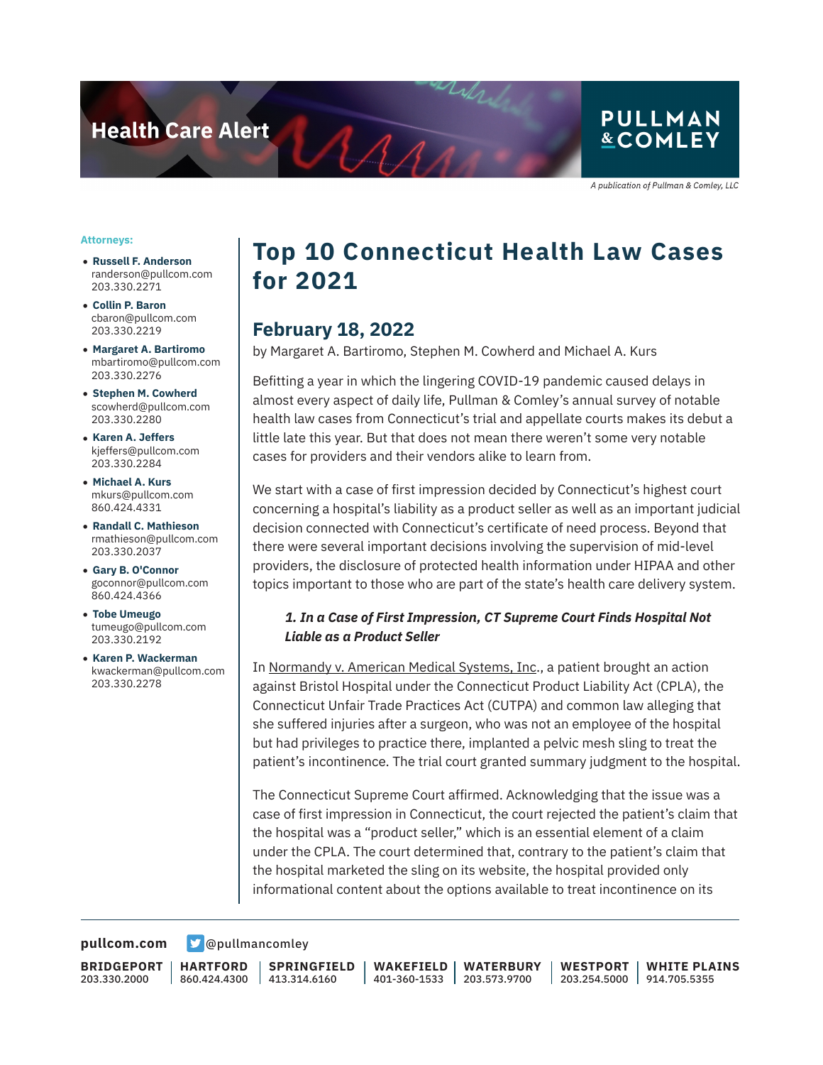Health Care Alert

PULLMAN & COMLEY

*A publication of Pullman & Comley, LLC*

**Attorneys:**

- **Russell F. Anderson**
  randerson@pullcom.com
  203.330.2271
- **Collin P. Baron**
  cbaron@pullcom.com
  203.330.2219
- **Margaret A. Bartiromo**
  mbartiromo@pullcom.com
  203.330.2276
- **Stephen M. Cowherd**
  scowherd@pullcom.com
  203.330.2280
- **Karen A. Jeffers**
  kjeffers@pullcom.com
  203.330.2284
- **Michael A. Kurs**
  mkurs@pullcom.com
  860.424.4331
- **Randall C. Mathieson**
  rmathieson@pullcom.com
  203.330.2037
- **Gary B. O'Connor**
  goconnor@pullcom.com
  860.424.4366
- **Tobe Umeugo**
  tumeugo@pullcom.com
  203.330.2192
- **Karen P. Wackerman**
  kwackerman@pullcom.com
  203.330.2278

# Top 10 Connecticut Health Law Cases for 2021

## February 18, 2022

by Margaret A. Bartiromo, Stephen M. Cowherd and Michael A. Kurs

Befitting a year in which the lingering COVID-19 pandemic caused delays in almost every aspect of daily life, Pullman & Comley's annual survey of notable health law cases from Connecticut's trial and appellate courts makes its debut a little late this year. But that does not mean there weren't some very notable cases for providers and their vendors alike to learn from.

We start with a case of first impression decided by Connecticut's highest court concerning a hospital's liability as a product seller as well as an important judicial decision connected with Connecticut's certificate of need process. Beyond that there were several important decisions involving the supervision of mid-level providers, the disclosure of protected health information under HIPAA and other topics important to those who are part of the state's health care delivery system.

### *1. In a Case of First Impression, CT Supreme Court Finds Hospital Not Liable as a Product Seller*

In Normandy v. American Medical Systems, Inc., a patient brought an action against Bristol Hospital under the Connecticut Product Liability Act (CPLA), the Connecticut Unfair Trade Practices Act (CUTPA) and common law alleging that she suffered injuries after a surgeon, who was not an employee of the hospital but had privileges to practice there, implanted a pelvic mesh sling to treat the patient's incontinence. The trial court granted summary judgment to the hospital.

The Connecticut Supreme Court affirmed. Acknowledging that the issue was a case of first impression in Connecticut, the court rejected the patient's claim that the hospital was a "product seller," which is an essential element of a claim under the CPLA. The court determined that, contrary to the patient's claim that the hospital marketed the sling on its website, the hospital provided only informational content about the options available to treat incontinence on its

pullcom.com @pullmancomley

BRIDGEPORT 203.330.2000 | HARTFORD 860.424.4300 | SPRINGFIELD 413.314.6160 | WAKEFIELD 401-360-1533 | WATERBURY 203.573.9700 | WESTPORT 203.254.5000 | WHITE PLAINS 914.705.5355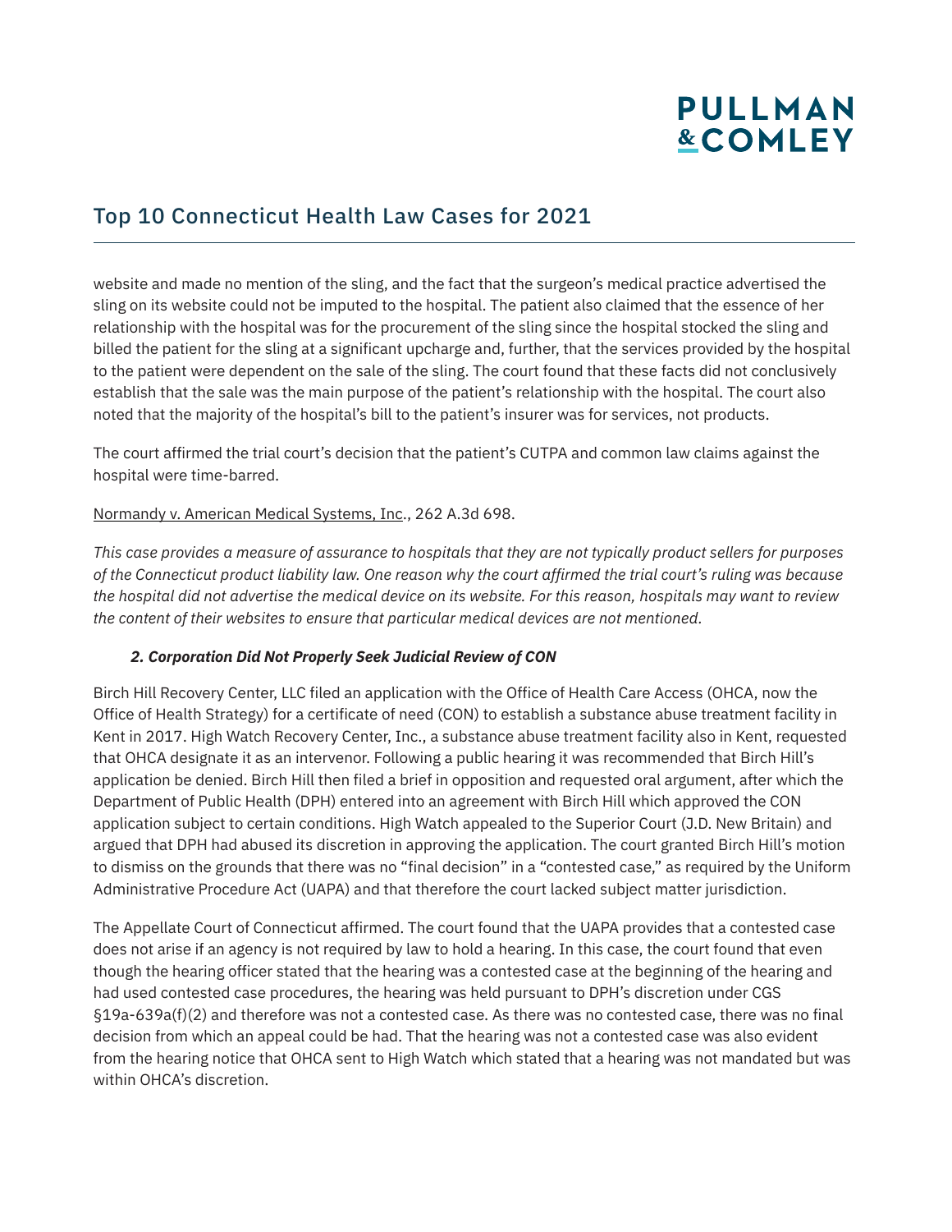website and made no mention of the sling, and the fact that the surgeon's medical practice advertised the sling on its website could not be imputed to the hospital. The patient also claimed that the essence of her relationship with the hospital was for the procurement of the sling since the hospital stocked the sling and billed the patient for the sling at a significant upcharge and, further, that the services provided by the hospital to the patient were dependent on the sale of the sling. The court found that these facts did not conclusively establish that the sale was the main purpose of the patient's relationship with the hospital. The court also noted that the majority of the hospital's bill to the patient's insurer was for services, not products.

The court affirmed the trial court's decision that the patient's CUTPA and common law claims against the hospital were time-barred.

Normandy v. American Medical Systems, Inc., 262 A.3d 698.

*This case provides a measure of assurance to hospitals that they are not typically product sellers for purposes of the Connecticut product liability law. One reason why the court affirmed the trial court's ruling was because the hospital did not advertise the medical device on its website. For this reason, hospitals may want to review the content of their websites to ensure that particular medical devices are not mentioned.*

### ***2. Corporation Did Not Properly Seek Judicial Review of CON***

Birch Hill Recovery Center, LLC filed an application with the Office of Health Care Access (OHCA, now the Office of Health Strategy) for a certificate of need (CON) to establish a substance abuse treatment facility in Kent in 2017. High Watch Recovery Center, Inc., a substance abuse treatment facility also in Kent, requested that OHCA designate it as an intervenor. Following a public hearing it was recommended that Birch Hill's application be denied. Birch Hill then filed a brief in opposition and requested oral argument, after which the Department of Public Health (DPH) entered into an agreement with Birch Hill which approved the CON application subject to certain conditions. High Watch appealed to the Superior Court (J.D. New Britain) and argued that DPH had abused its discretion in approving the application. The court granted Birch Hill's motion to dismiss on the grounds that there was no "final decision" in a "contested case," as required by the Uniform Administrative Procedure Act (UAPA) and that therefore the court lacked subject matter jurisdiction.

The Appellate Court of Connecticut affirmed. The court found that the UAPA provides that a contested case does not arise if an agency is not required by law to hold a hearing. In this case, the court found that even though the hearing officer stated that the hearing was a contested case at the beginning of the hearing and had used contested case procedures, the hearing was held pursuant to DPH's discretion under CGS §19a-639a(f)(2) and therefore was not a contested case. As there was no contested case, there was no final decision from which an appeal could be had. That the hearing was not a contested case was also evident from the hearing notice that OHCA sent to High Watch which stated that a hearing was not mandated but was within OHCA's discretion.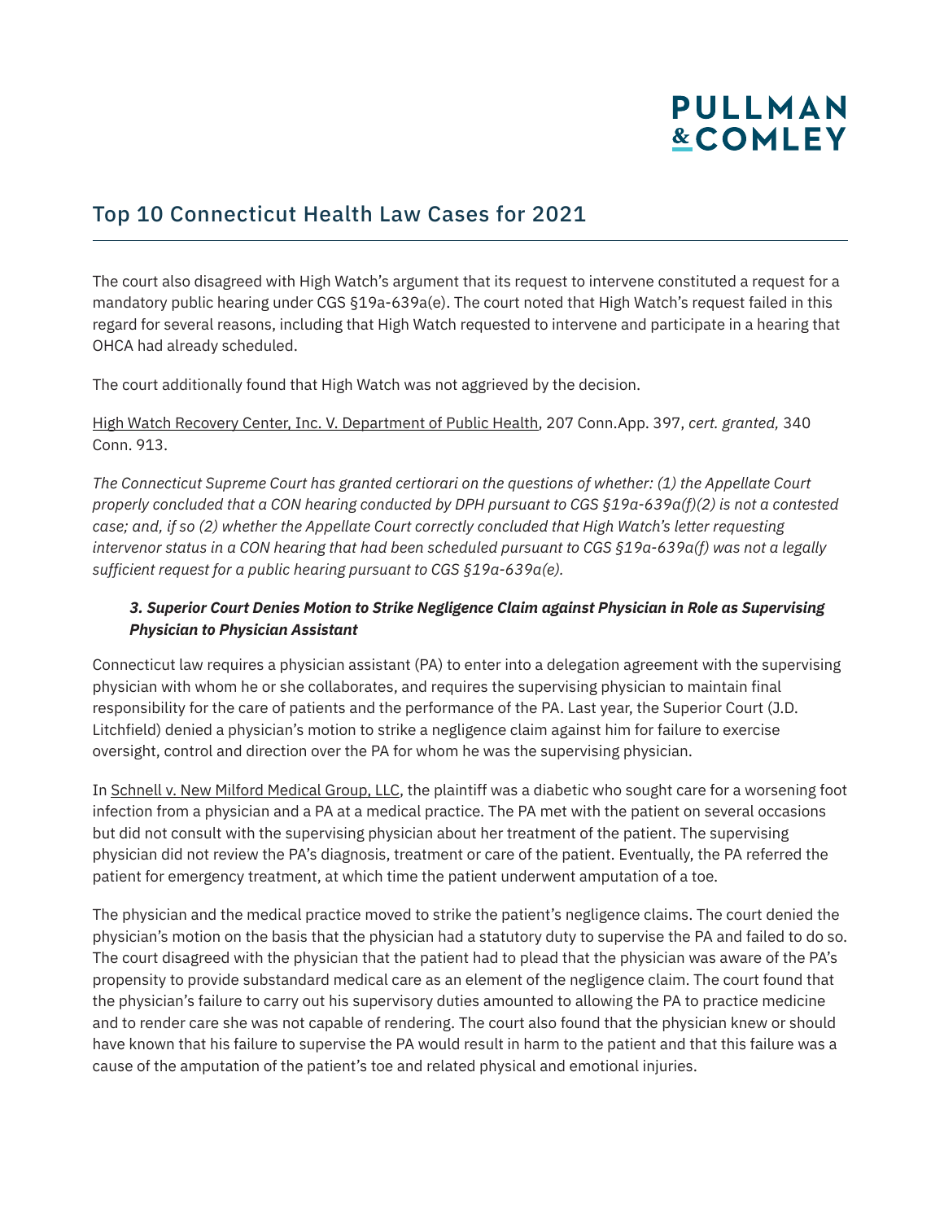The court also disagreed with High Watch's argument that its request to intervene constituted a request for a mandatory public hearing under CGS §19a-639a(e). The court noted that High Watch's request failed in this regard for several reasons, including that High Watch requested to intervene and participate in a hearing that OHCA had already scheduled.

The court additionally found that High Watch was not aggrieved by the decision.

High Watch Recovery Center, Inc. V. Department of Public Health, 207 Conn.App. 397, *cert. granted,* 340 Conn. 913.

*The Connecticut Supreme Court has granted certiorari on the questions of whether: (1) the Appellate Court properly concluded that a CON hearing conducted by DPH pursuant to CGS §19a-639a(f)(2) is not a contested case; and, if so (2) whether the Appellate Court correctly concluded that High Watch's letter requesting intervenor status in a CON hearing that had been scheduled pursuant to CGS §19a-639a(f) was not a legally sufficient request for a public hearing pursuant to CGS §19a-639a(e).*

### *3. Superior Court Denies Motion to Strike Negligence Claim against Physician in Role as Supervising Physician to Physician Assistant*

Connecticut law requires a physician assistant (PA) to enter into a delegation agreement with the supervising physician with whom he or she collaborates, and requires the supervising physician to maintain final responsibility for the care of patients and the performance of the PA. Last year, the Superior Court (J.D. Litchfield) denied a physician's motion to strike a negligence claim against him for failure to exercise oversight, control and direction over the PA for whom he was the supervising physician.

In Schnell v. New Milford Medical Group, LLC, the plaintiff was a diabetic who sought care for a worsening foot infection from a physician and a PA at a medical practice. The PA met with the patient on several occasions but did not consult with the supervising physician about her treatment of the patient. The supervising physician did not review the PA's diagnosis, treatment or care of the patient. Eventually, the PA referred the patient for emergency treatment, at which time the patient underwent amputation of a toe.

The physician and the medical practice moved to strike the patient's negligence claims. The court denied the physician's motion on the basis that the physician had a statutory duty to supervise the PA and failed to do so. The court disagreed with the physician that the patient had to plead that the physician was aware of the PA's propensity to provide substandard medical care as an element of the negligence claim. The court found that the physician's failure to carry out his supervisory duties amounted to allowing the PA to practice medicine and to render care she was not capable of rendering. The court also found that the physician knew or should have known that his failure to supervise the PA would result in harm to the patient and that this failure was a cause of the amputation of the patient's toe and related physical and emotional injuries.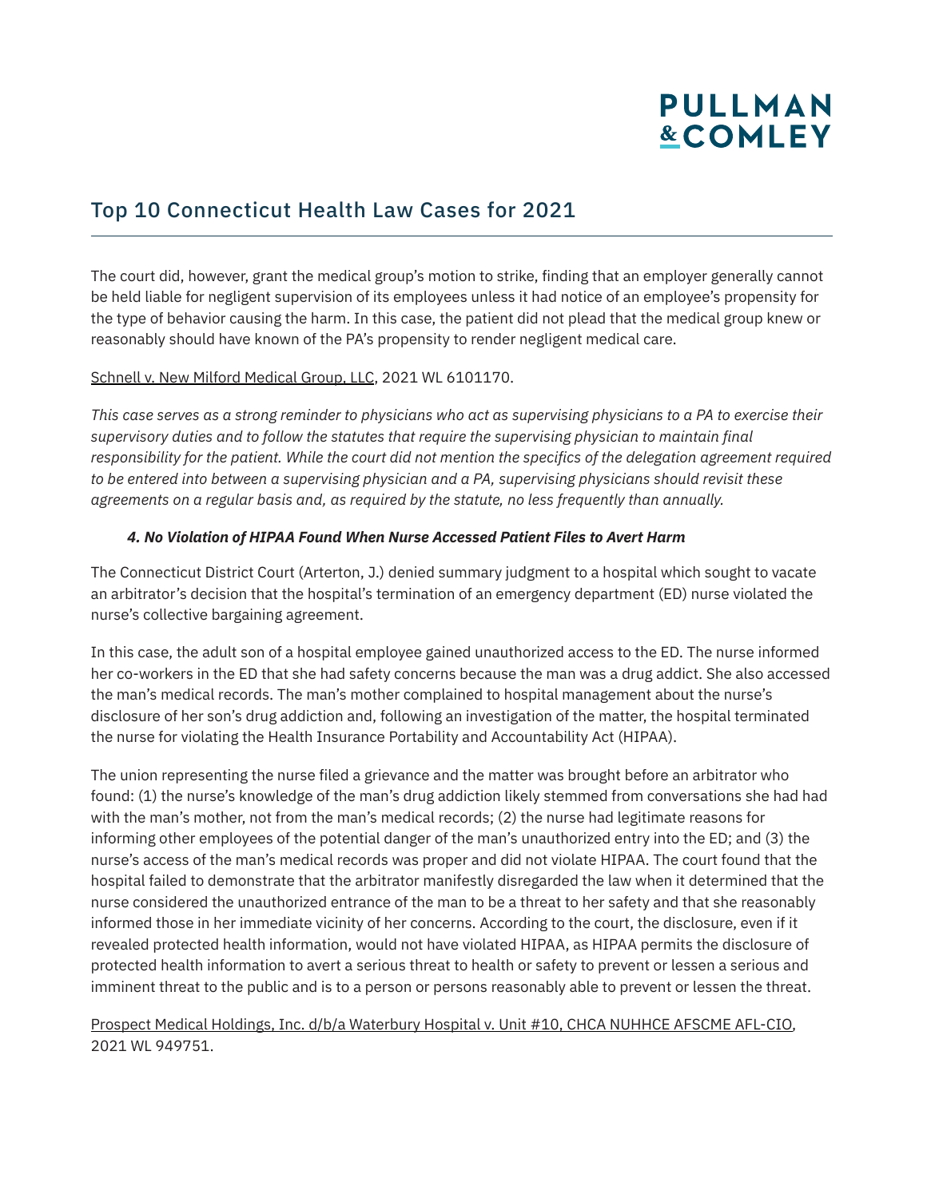The court did, however, grant the medical group's motion to strike, finding that an employer generally cannot be held liable for negligent supervision of its employees unless it had notice of an employee's propensity for the type of behavior causing the harm. In this case, the patient did not plead that the medical group knew or reasonably should have known of the PA's propensity to render negligent medical care.

Schnell v. New Milford Medical Group, LLC, 2021 WL 6101170.

*This case serves as a strong reminder to physicians who act as supervising physicians to a PA to exercise their supervisory duties and to follow the statutes that require the supervising physician to maintain final responsibility for the patient. While the court did not mention the specifics of the delegation agreement required to be entered into between a supervising physician and a PA, supervising physicians should revisit these agreements on a regular basis and, as required by the statute, no less frequently than annually.*

#### ***4. No Violation of HIPAA Found When Nurse Accessed Patient Files to Avert Harm***

The Connecticut District Court (Arterton, J.) denied summary judgment to a hospital which sought to vacate an arbitrator's decision that the hospital's termination of an emergency department (ED) nurse violated the nurse's collective bargaining agreement.

In this case, the adult son of a hospital employee gained unauthorized access to the ED. The nurse informed her co-workers in the ED that she had safety concerns because the man was a drug addict. She also accessed the man's medical records. The man's mother complained to hospital management about the nurse's disclosure of her son's drug addiction and, following an investigation of the matter, the hospital terminated the nurse for violating the Health Insurance Portability and Accountability Act (HIPAA).

The union representing the nurse filed a grievance and the matter was brought before an arbitrator who found: (1) the nurse's knowledge of the man's drug addiction likely stemmed from conversations she had had with the man's mother, not from the man's medical records; (2) the nurse had legitimate reasons for informing other employees of the potential danger of the man's unauthorized entry into the ED; and (3) the nurse's access of the man's medical records was proper and did not violate HIPAA. The court found that the hospital failed to demonstrate that the arbitrator manifestly disregarded the law when it determined that the nurse considered the unauthorized entrance of the man to be a threat to her safety and that she reasonably informed those in her immediate vicinity of her concerns. According to the court, the disclosure, even if it revealed protected health information, would not have violated HIPAA, as HIPAA permits the disclosure of protected health information to avert a serious threat to health or safety to prevent or lessen a serious and imminent threat to the public and is to a person or persons reasonably able to prevent or lessen the threat.

Prospect Medical Holdings, Inc. d/b/a Waterbury Hospital v. Unit #10, CHCA NUHHCE AFSCME AFL-CIO, 2021 WL 949751.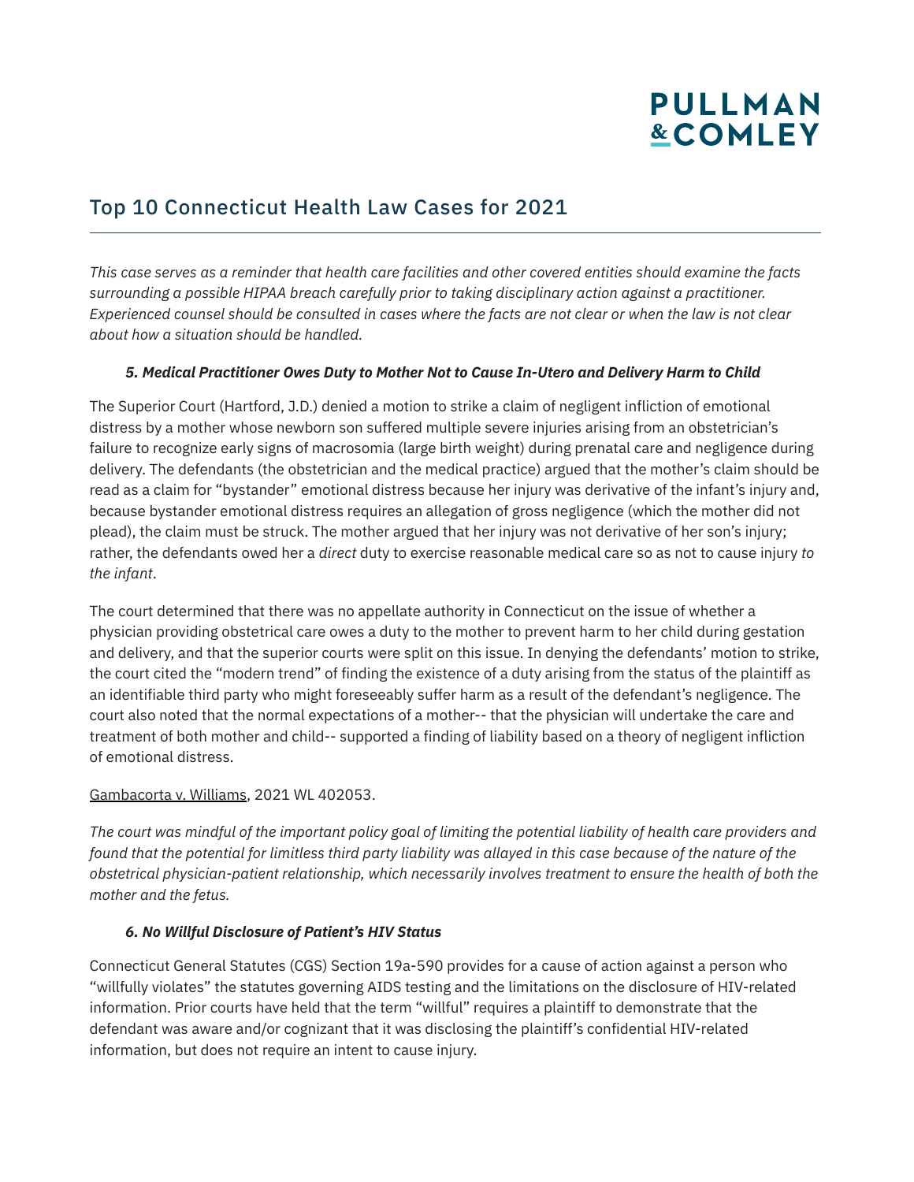## Top 10 Connecticut Health Law Cases for 2021

*This case serves as a reminder that health care facilities and other covered entities should examine the facts surrounding a possible HIPAA breach carefully prior to taking disciplinary action against a practitioner. Experienced counsel should be consulted in cases where the facts are not clear or when the law is not clear about how a situation should be handled.*

### ***5. Medical Practitioner Owes Duty to Mother Not to Cause In-Utero and Delivery Harm to Child***

The Superior Court (Hartford, J.D.) denied a motion to strike a claim of negligent infliction of emotional distress by a mother whose newborn son suffered multiple severe injuries arising from an obstetrician's failure to recognize early signs of macrosomia (large birth weight) during prenatal care and negligence during delivery. The defendants (the obstetrician and the medical practice) argued that the mother's claim should be read as a claim for "bystander" emotional distress because her injury was derivative of the infant's injury and, because bystander emotional distress requires an allegation of gross negligence (which the mother did not plead), the claim must be struck. The mother argued that her injury was not derivative of her son's injury; rather, the defendants owed her a *direct* duty to exercise reasonable medical care so as not to cause injury *to the infant*.

The court determined that there was no appellate authority in Connecticut on the issue of whether a physician providing obstetrical care owes a duty to the mother to prevent harm to her child during gestation and delivery, and that the superior courts were split on this issue. In denying the defendants' motion to strike, the court cited the "modern trend" of finding the existence of a duty arising from the status of the plaintiff as an identifiable third party who might foreseeably suffer harm as a result of the defendant's negligence. The court also noted that the normal expectations of a mother-- that the physician will undertake the care and treatment of both mother and child-- supported a finding of liability based on a theory of negligent infliction of emotional distress.

Gambacorta v. Williams, 2021 WL 402053.

*The court was mindful of the important policy goal of limiting the potential liability of health care providers and found that the potential for limitless third party liability was allayed in this case because of the nature of the obstetrical physician-patient relationship, which necessarily involves treatment to ensure the health of both the mother and the fetus.*

### ***6. No Willful Disclosure of Patient's HIV Status***

Connecticut General Statutes (CGS) Section 19a-590 provides for a cause of action against a person who "willfully violates" the statutes governing AIDS testing and the limitations on the disclosure of HIV-related information. Prior courts have held that the term "willful" requires a plaintiff to demonstrate that the defendant was aware and/or cognizant that it was disclosing the plaintiff's confidential HIV-related information, but does not require an intent to cause injury.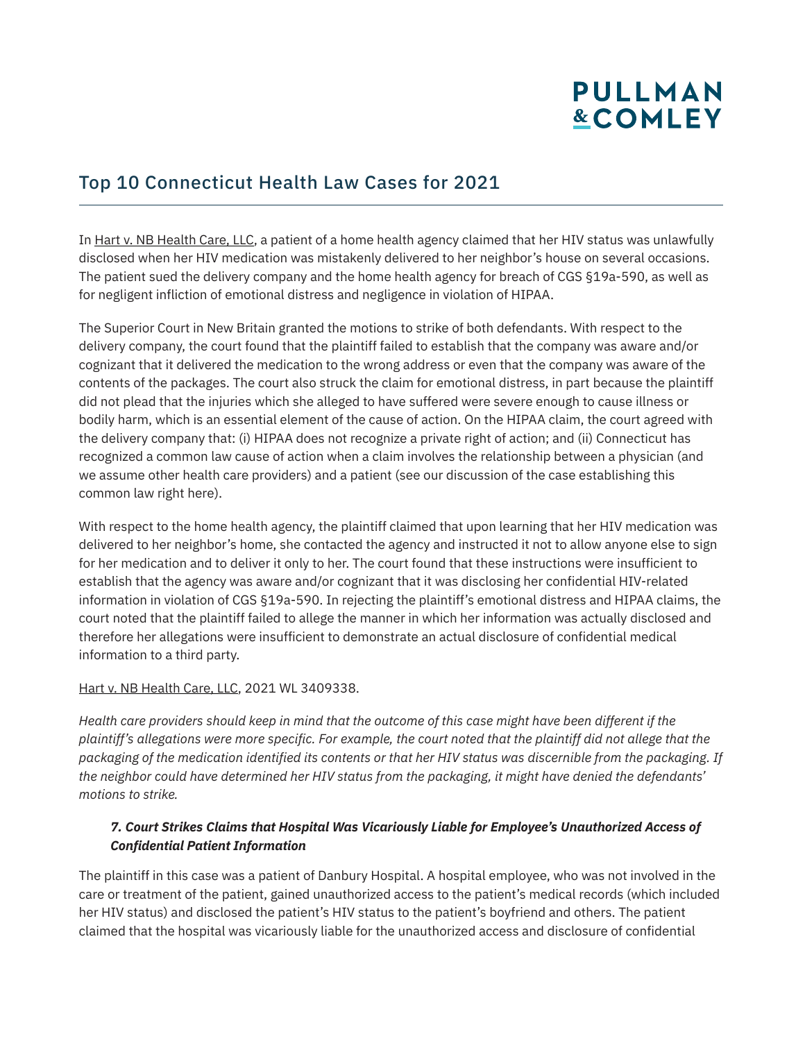In Hart v. NB Health Care, LLC, a patient of a home health agency claimed that her HIV status was unlawfully disclosed when her HIV medication was mistakenly delivered to her neighbor's house on several occasions. The patient sued the delivery company and the home health agency for breach of CGS §19a-590, as well as for negligent infliction of emotional distress and negligence in violation of HIPAA.

The Superior Court in New Britain granted the motions to strike of both defendants. With respect to the delivery company, the court found that the plaintiff failed to establish that the company was aware and/or cognizant that it delivered the medication to the wrong address or even that the company was aware of the contents of the packages. The court also struck the claim for emotional distress, in part because the plaintiff did not plead that the injuries which she alleged to have suffered were severe enough to cause illness or bodily harm, which is an essential element of the cause of action. On the HIPAA claim, the court agreed with the delivery company that: (i) HIPAA does not recognize a private right of action; and (ii) Connecticut has recognized a common law cause of action when a claim involves the relationship between a physician (and we assume other health care providers) and a patient (see our discussion of the case establishing this common law right here).

With respect to the home health agency, the plaintiff claimed that upon learning that her HIV medication was delivered to her neighbor's home, she contacted the agency and instructed it not to allow anyone else to sign for her medication and to deliver it only to her. The court found that these instructions were insufficient to establish that the agency was aware and/or cognizant that it was disclosing her confidential HIV-related information in violation of CGS §19a-590. In rejecting the plaintiff's emotional distress and HIPAA claims, the court noted that the plaintiff failed to allege the manner in which her information was actually disclosed and therefore her allegations were insufficient to demonstrate an actual disclosure of confidential medical information to a third party.

Hart v. NB Health Care, LLC, 2021 WL 3409338.

*Health care providers should keep in mind that the outcome of this case might have been different if the plaintiff's allegations were more specific. For example, the court noted that the plaintiff did not allege that the packaging of the medication identified its contents or that her HIV status was discernible from the packaging. If the neighbor could have determined her HIV status from the packaging, it might have denied the defendants' motions to strike.*

### *7. Court Strikes Claims that Hospital Was Vicariously Liable for Employee's Unauthorized Access of Confidential Patient Information*

The plaintiff in this case was a patient of Danbury Hospital. A hospital employee, who was not involved in the care or treatment of the patient, gained unauthorized access to the patient's medical records (which included her HIV status) and disclosed the patient's HIV status to the patient's boyfriend and others. The patient claimed that the hospital was vicariously liable for the unauthorized access and disclosure of confidential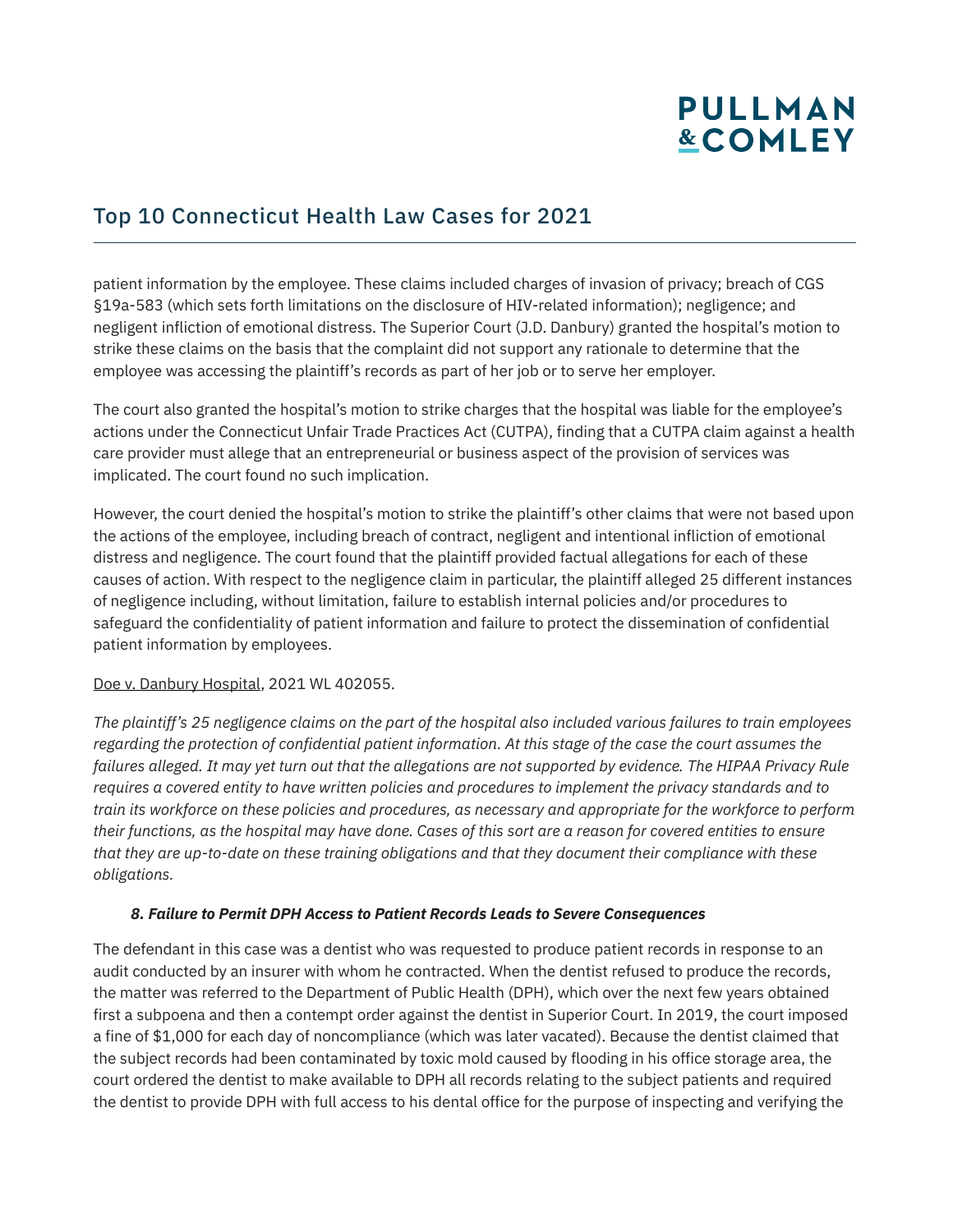patient information by the employee. These claims included charges of invasion of privacy; breach of CGS §19a-583 (which sets forth limitations on the disclosure of HIV-related information); negligence; and negligent infliction of emotional distress. The Superior Court (J.D. Danbury) granted the hospital's motion to strike these claims on the basis that the complaint did not support any rationale to determine that the employee was accessing the plaintiff's records as part of her job or to serve her employer.

The court also granted the hospital's motion to strike charges that the hospital was liable for the employee's actions under the Connecticut Unfair Trade Practices Act (CUTPA), finding that a CUTPA claim against a health care provider must allege that an entrepreneurial or business aspect of the provision of services was implicated. The court found no such implication.

However, the court denied the hospital's motion to strike the plaintiff's other claims that were not based upon the actions of the employee, including breach of contract, negligent and intentional infliction of emotional distress and negligence. The court found that the plaintiff provided factual allegations for each of these causes of action. With respect to the negligence claim in particular, the plaintiff alleged 25 different instances of negligence including, without limitation, failure to establish internal policies and/or procedures to safeguard the confidentiality of patient information and failure to protect the dissemination of confidential patient information by employees.

Doe v. Danbury Hospital, 2021 WL 402055.

*The plaintiff's 25 negligence claims on the part of the hospital also included various failures to train employees regarding the protection of confidential patient information. At this stage of the case the court assumes the failures alleged. It may yet turn out that the allegations are not supported by evidence. The HIPAA Privacy Rule requires a covered entity to have written policies and procedures to implement the privacy standards and to train its workforce on these policies and procedures, as necessary and appropriate for the workforce to perform their functions, as the hospital may have done. Cases of this sort are a reason for covered entities to ensure that they are up-to-date on these training obligations and that they document their compliance with these obligations.*

### *8. Failure to Permit DPH Access to Patient Records Leads to Severe Consequences*

The defendant in this case was a dentist who was requested to produce patient records in response to an audit conducted by an insurer with whom he contracted. When the dentist refused to produce the records, the matter was referred to the Department of Public Health (DPH), which over the next few years obtained first a subpoena and then a contempt order against the dentist in Superior Court. In 2019, the court imposed a fine of $1,000 for each day of noncompliance (which was later vacated). Because the dentist claimed that the subject records had been contaminated by toxic mold caused by flooding in his office storage area, the court ordered the dentist to make available to DPH all records relating to the subject patients and required the dentist to provide DPH with full access to his dental office for the purpose of inspecting and verifying the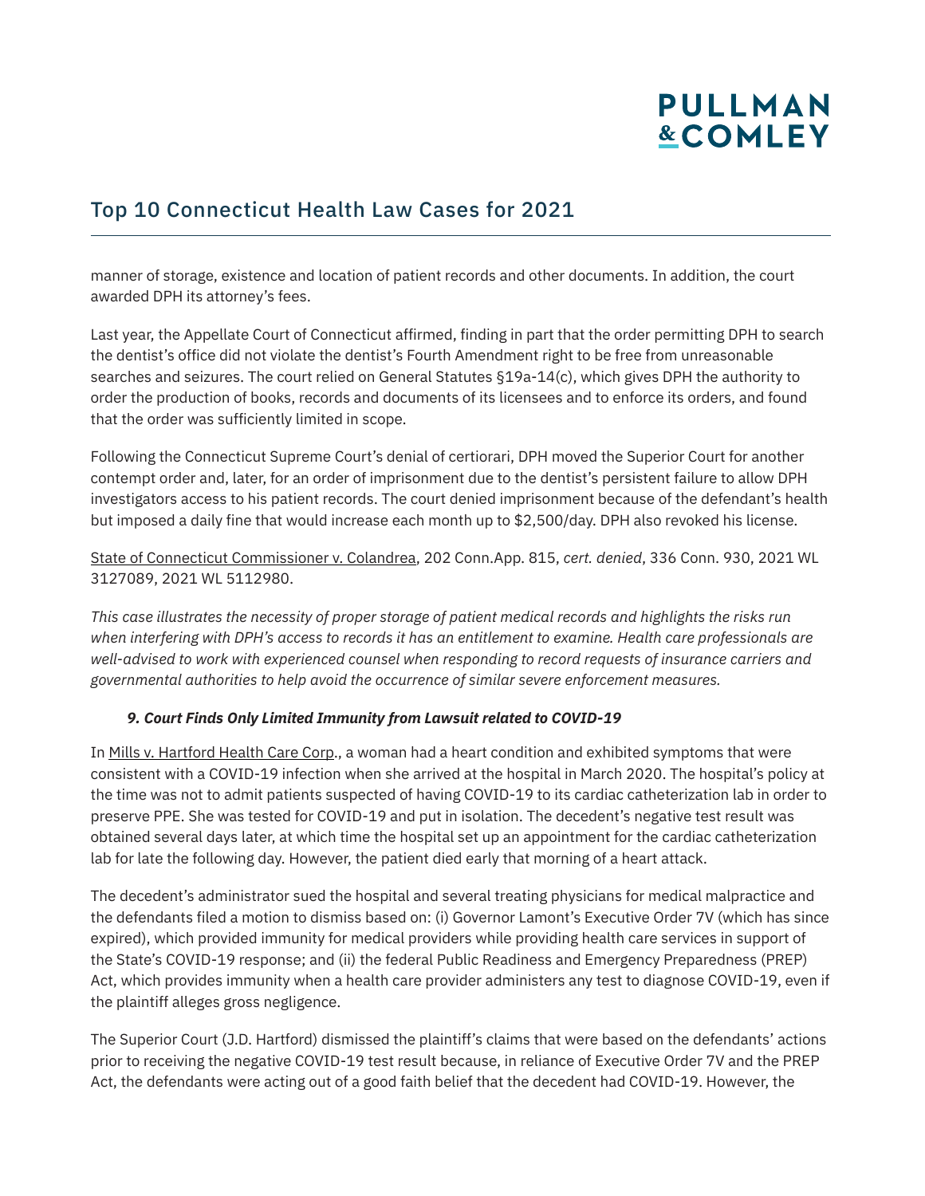manner of storage, existence and location of patient records and other documents. In addition, the court awarded DPH its attorney's fees.

Last year, the Appellate Court of Connecticut affirmed, finding in part that the order permitting DPH to search the dentist's office did not violate the dentist's Fourth Amendment right to be free from unreasonable searches and seizures. The court relied on General Statutes §19a-14(c), which gives DPH the authority to order the production of books, records and documents of its licensees and to enforce its orders, and found that the order was sufficiently limited in scope.

Following the Connecticut Supreme Court's denial of certiorari, DPH moved the Superior Court for another contempt order and, later, for an order of imprisonment due to the dentist's persistent failure to allow DPH investigators access to his patient records. The court denied imprisonment because of the defendant's health but imposed a daily fine that would increase each month up to $2,500/day. DPH also revoked his license.

State of Connecticut Commissioner v. Colandrea, 202 Conn.App. 815, *cert. denied*, 336 Conn. 930, 2021 WL 3127089, 2021 WL 5112980.

*This case illustrates the necessity of proper storage of patient medical records and highlights the risks run when interfering with DPH's access to records it has an entitlement to examine. Health care professionals are well-advised to work with experienced counsel when responding to record requests of insurance carriers and governmental authorities to help avoid the occurrence of similar severe enforcement measures.*

### *9. Court Finds Only Limited Immunity from Lawsuit related to COVID-19*

In Mills v. Hartford Health Care Corp., a woman had a heart condition and exhibited symptoms that were consistent with a COVID-19 infection when she arrived at the hospital in March 2020. The hospital's policy at the time was not to admit patients suspected of having COVID-19 to its cardiac catheterization lab in order to preserve PPE. She was tested for COVID-19 and put in isolation. The decedent's negative test result was obtained several days later, at which time the hospital set up an appointment for the cardiac catheterization lab for late the following day. However, the patient died early that morning of a heart attack.

The decedent's administrator sued the hospital and several treating physicians for medical malpractice and the defendants filed a motion to dismiss based on: (i) Governor Lamont's Executive Order 7V (which has since expired), which provided immunity for medical providers while providing health care services in support of the State's COVID-19 response; and (ii) the federal Public Readiness and Emergency Preparedness (PREP) Act, which provides immunity when a health care provider administers any test to diagnose COVID-19, even if the plaintiff alleges gross negligence.

The Superior Court (J.D. Hartford) dismissed the plaintiff's claims that were based on the defendants' actions prior to receiving the negative COVID-19 test result because, in reliance of Executive Order 7V and the PREP Act, the defendants were acting out of a good faith belief that the decedent had COVID-19. However, the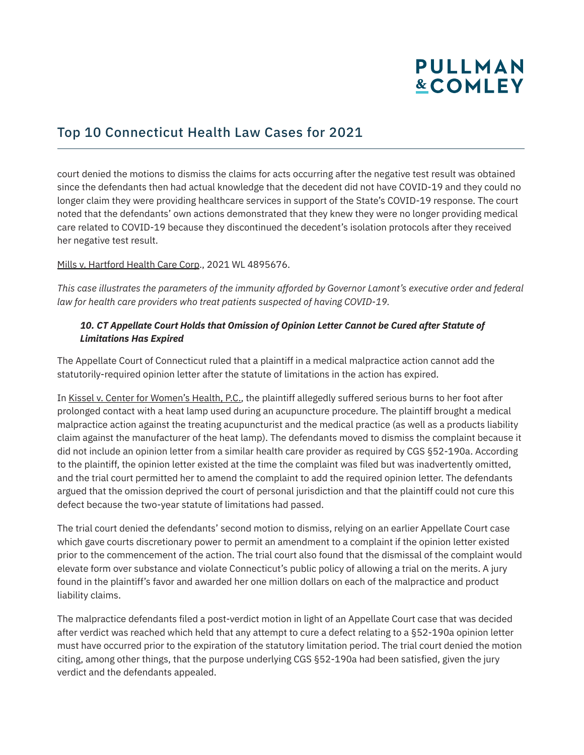court denied the motions to dismiss the claims for acts occurring after the negative test result was obtained since the defendants then had actual knowledge that the decedent did not have COVID-19 and they could no longer claim they were providing healthcare services in support of the State's COVID-19 response. The court noted that the defendants' own actions demonstrated that they knew they were no longer providing medical care related to COVID-19 because they discontinued the decedent's isolation protocols after they received her negative test result.

Mills v. Hartford Health Care Corp., 2021 WL 4895676.

*This case illustrates the parameters of the immunity afforded by Governor Lamont's executive order and federal law for health care providers who treat patients suspected of having COVID-19.*

### *10. CT Appellate Court Holds that Omission of Opinion Letter Cannot be Cured after Statute of Limitations Has Expired*

The Appellate Court of Connecticut ruled that a plaintiff in a medical malpractice action cannot add the statutorily-required opinion letter after the statute of limitations in the action has expired.

In Kissel v. Center for Women's Health, P.C., the plaintiff allegedly suffered serious burns to her foot after prolonged contact with a heat lamp used during an acupuncture procedure. The plaintiff brought a medical malpractice action against the treating acupuncturist and the medical practice (as well as a products liability claim against the manufacturer of the heat lamp). The defendants moved to dismiss the complaint because it did not include an opinion letter from a similar health care provider as required by CGS §52-190a. According to the plaintiff, the opinion letter existed at the time the complaint was filed but was inadvertently omitted, and the trial court permitted her to amend the complaint to add the required opinion letter. The defendants argued that the omission deprived the court of personal jurisdiction and that the plaintiff could not cure this defect because the two-year statute of limitations had passed.

The trial court denied the defendants' second motion to dismiss, relying on an earlier Appellate Court case which gave courts discretionary power to permit an amendment to a complaint if the opinion letter existed prior to the commencement of the action. The trial court also found that the dismissal of the complaint would elevate form over substance and violate Connecticut's public policy of allowing a trial on the merits. A jury found in the plaintiff's favor and awarded her one million dollars on each of the malpractice and product liability claims.

The malpractice defendants filed a post-verdict motion in light of an Appellate Court case that was decided after verdict was reached which held that any attempt to cure a defect relating to a §52-190a opinion letter must have occurred prior to the expiration of the statutory limitation period. The trial court denied the motion citing, among other things, that the purpose underlying CGS §52-190a had been satisfied, given the jury verdict and the defendants appealed.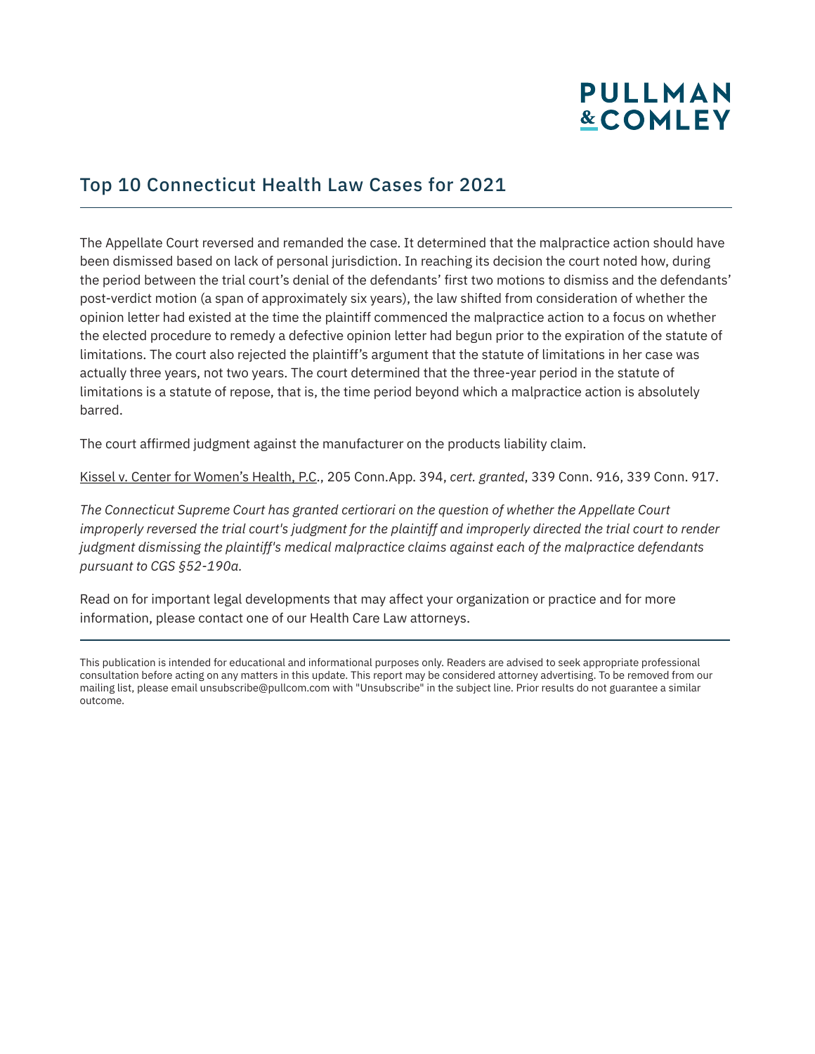The Appellate Court reversed and remanded the case. It determined that the malpractice action should have been dismissed based on lack of personal jurisdiction. In reaching its decision the court noted how, during the period between the trial court's denial of the defendants' first two motions to dismiss and the defendants' post-verdict motion (a span of approximately six years), the law shifted from consideration of whether the opinion letter had existed at the time the plaintiff commenced the malpractice action to a focus on whether the elected procedure to remedy a defective opinion letter had begun prior to the expiration of the statute of limitations. The court also rejected the plaintiff's argument that the statute of limitations in her case was actually three years, not two years. The court determined that the three-year period in the statute of limitations is a statute of repose, that is, the time period beyond which a malpractice action is absolutely barred.

The court affirmed judgment against the manufacturer on the products liability claim.

Kissel v. Center for Women's Health, P.C., 205 Conn.App. 394, *cert. granted*, 339 Conn. 916, 339 Conn. 917.

*The Connecticut Supreme Court has granted certiorari on the question of whether the Appellate Court improperly reversed the trial court's judgment for the plaintiff and improperly directed the trial court to render judgment dismissing the plaintiff's medical malpractice claims against each of the malpractice defendants pursuant to CGS §52-190a.*

Read on for important legal developments that may affect your organization or practice and for more information, please contact one of our Health Care Law attorneys.

---

This publication is intended for educational and informational purposes only. Readers are advised to seek appropriate professional consultation before acting on any matters in this update. This report may be considered attorney advertising. To be removed from our mailing list, please email unsubscribe@pullcom.com with "Unsubscribe" in the subject line. Prior results do not guarantee a similar outcome.